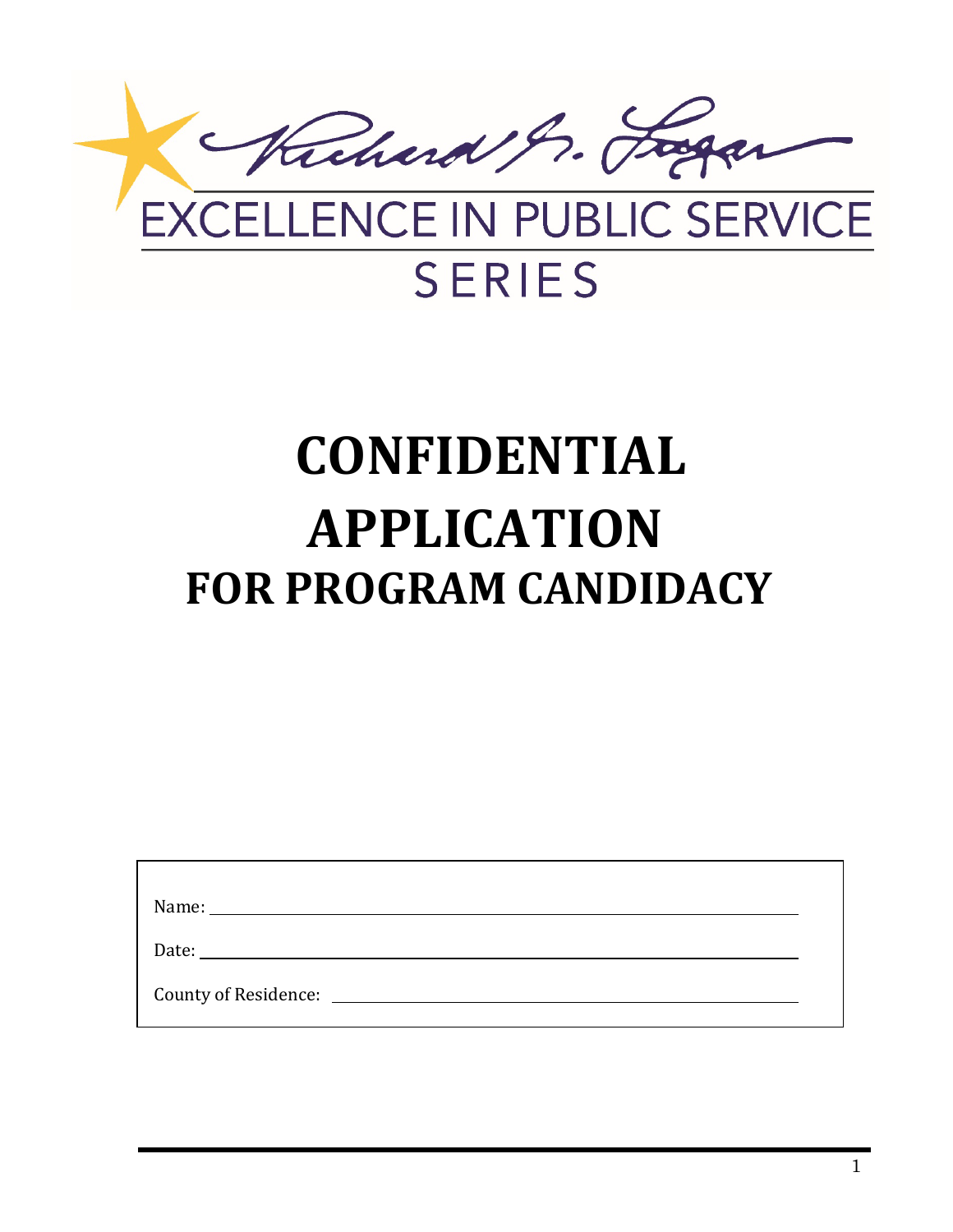Richard G. Lugar

EXCELLENCE IN PUBLIC SERVICE

SERIES

# CONFIDENTIAL APPLICATION

## FOR PROGRAM CANDIDACY

Name: ______________________________

Date: ______________________________

County of Residence: ______________________________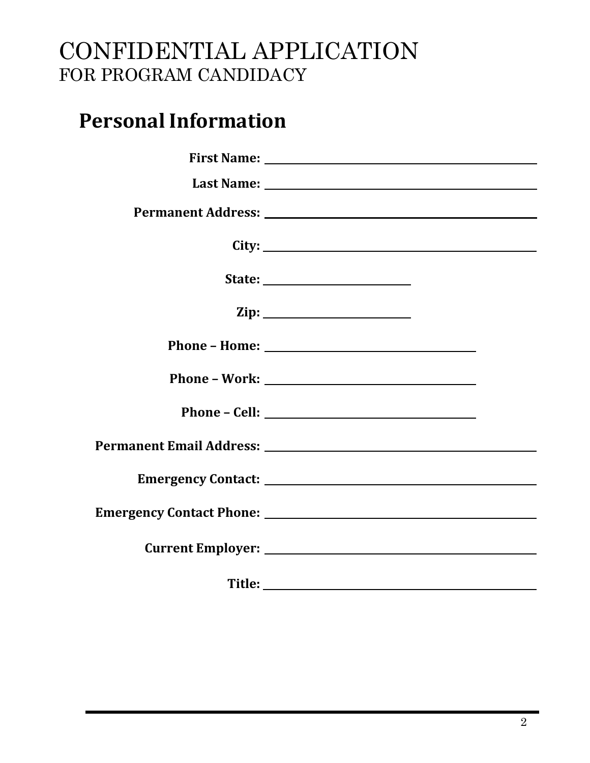# CONFIDENTIAL APPLICATION
FOR PROGRAM CANDIDACY

## Personal Information

**First Name:** ______________________________

**Last Name:** ______________________________

**Permanent Address:** ______________________________

**City:** ______________________________

**State:** ________________

**Zip:** ________________

**Phone – Home:** ________________________

**Phone – Work:** ________________________

**Phone – Cell:** ________________________

**Permanent Email Address:** ______________________________

**Emergency Contact:** ______________________________

**Emergency Contact Phone:** ______________________________

**Current Employer:** ______________________________

**Title:** ______________________________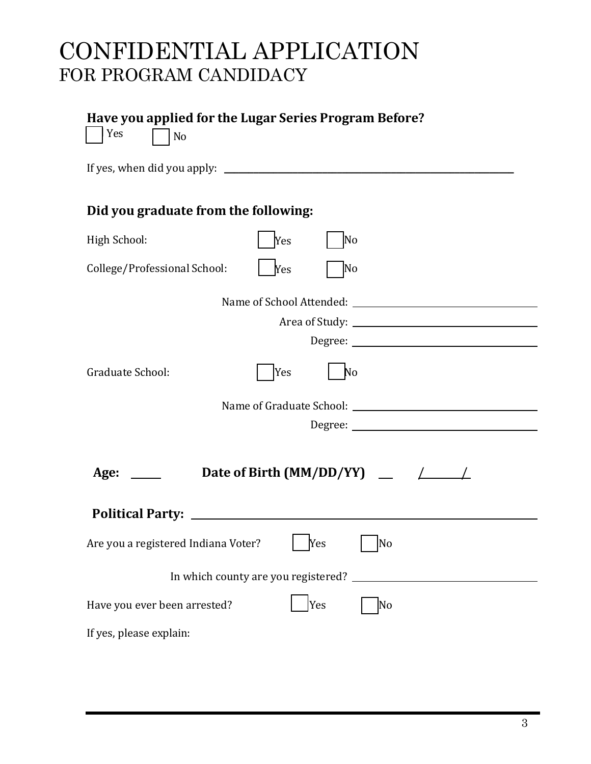# CONFIDENTIAL APPLICATION

## FOR PROGRAM CANDIDACY

**Have you applied for the Lugar Series Program Before?**

☐ Yes ☐ No

If yes, when did you apply: ____________________________________________

**Did you graduate from the following:**

High School: ☐ Yes ☐ No

College/Professional School: ☐ Yes ☐ No

Name of School Attended: ______________________________

Area of Study: ______________________________

Degree: ______________________________

Graduate School: ☐ Yes ☐ No

Name of Graduate School: ______________________________

Degree: ______________________________

**Age:** _____ **Date of Birth (MM/DD/YY)** ___ / ___ / ___

**Political Party:** ____________________________________________

Are you a registered Indiana Voter? ☐ Yes ☐ No

In which county are you registered? ______________________________

Have you ever been arrested? ☐ Yes ☐ No

If yes, please explain: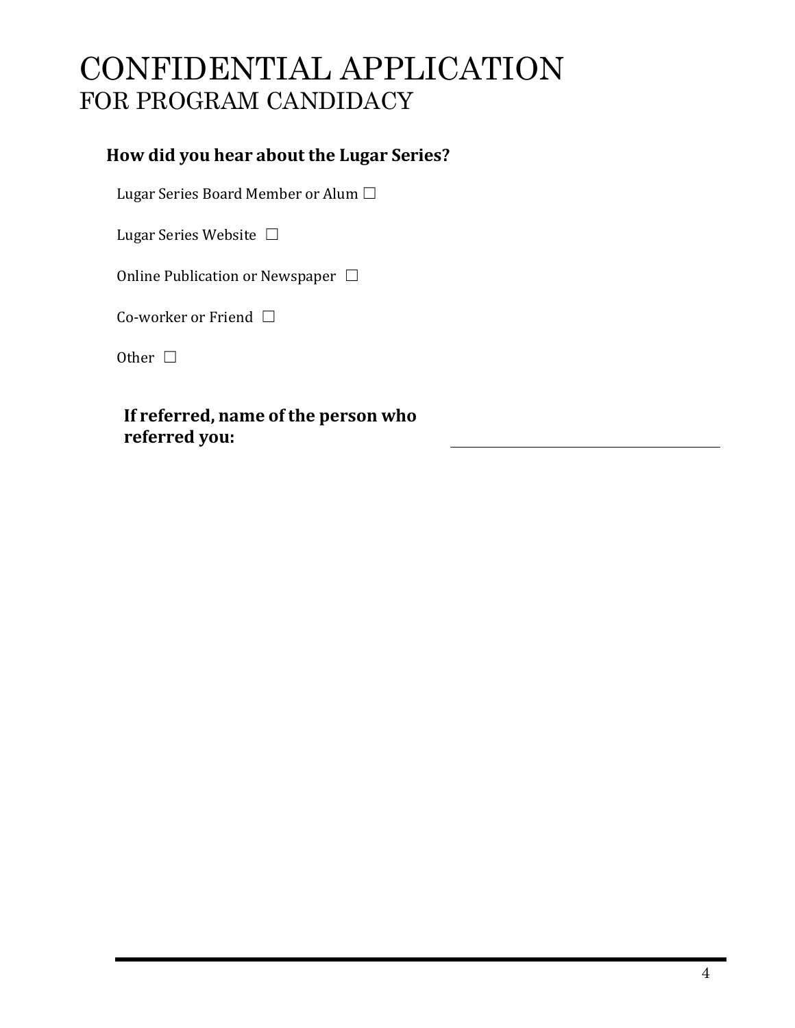# CONFIDENTIAL APPLICATION
## FOR PROGRAM CANDIDACY

### How did you hear about the Lugar Series?

Lugar Series Board Member or Alum ☐

Lugar Series Website ☐

Online Publication or Newspaper ☐

Co-worker or Friend ☐

Other ☐

**If referred, name of the person who referred you:** ____________________________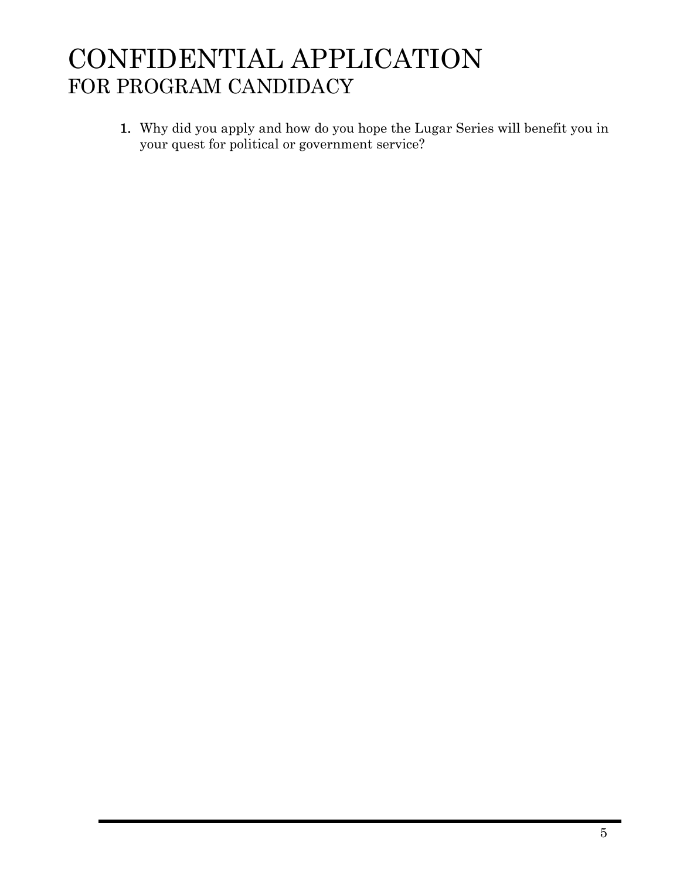# CONFIDENTIAL APPLICATION
## FOR PROGRAM CANDIDACY

1. Why did you apply and how do you hope the Lugar Series will benefit you in your quest for political or government service?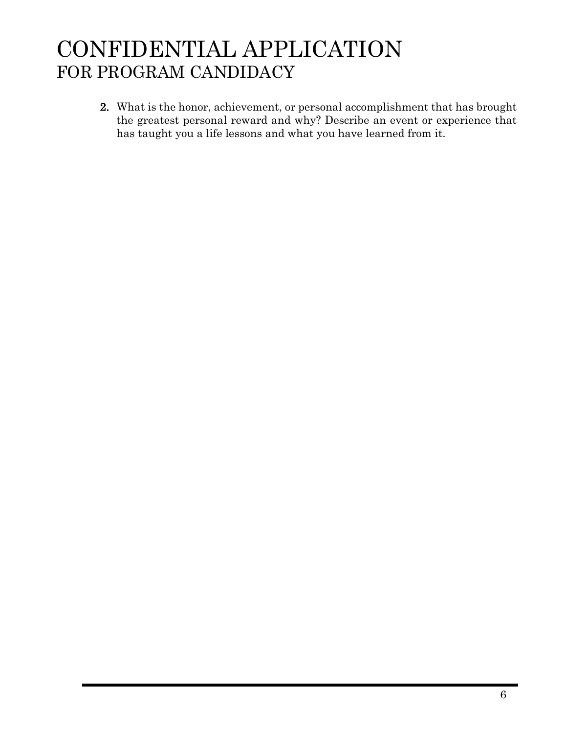# CONFIDENTIAL APPLICATION
## FOR PROGRAM CANDIDACY

2. What is the honor, achievement, or personal accomplishment that has brought the greatest personal reward and why? Describe an event or experience that has taught you a life lessons and what you have learned from it.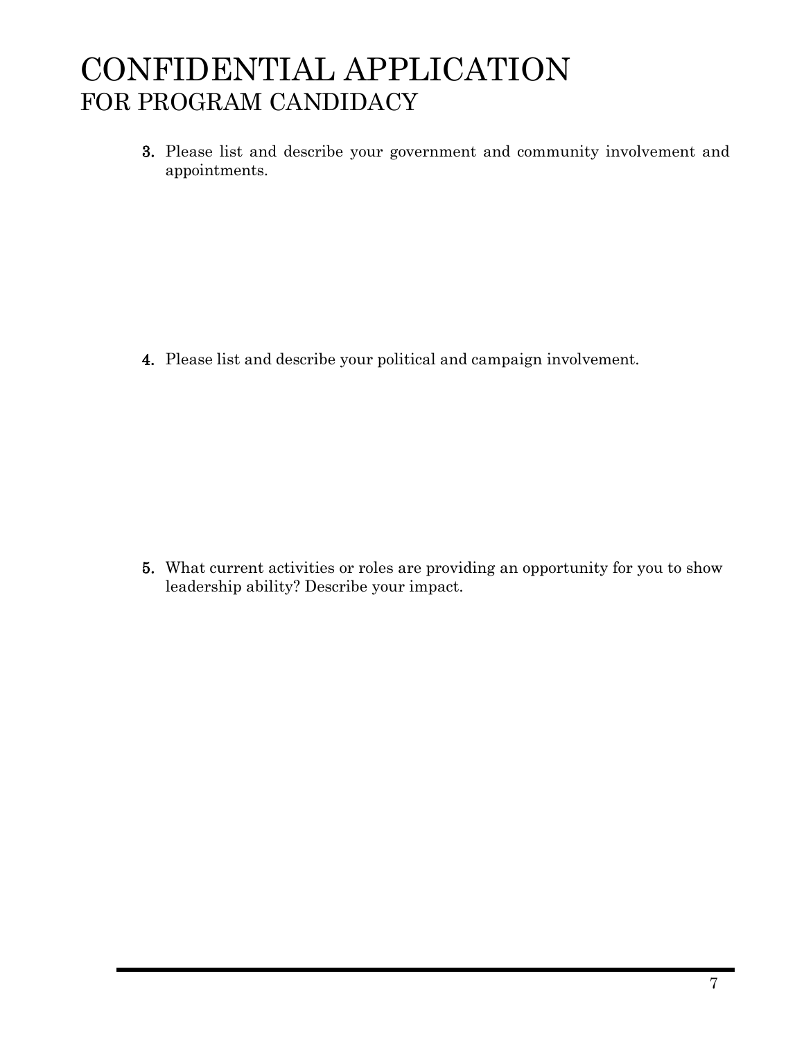# CONFIDENTIAL APPLICATION
## FOR PROGRAM CANDIDACY

3. Please list and describe your government and community involvement and appointments.

4. Please list and describe your political and campaign involvement.

5. What current activities or roles are providing an opportunity for you to show leadership ability? Describe your impact.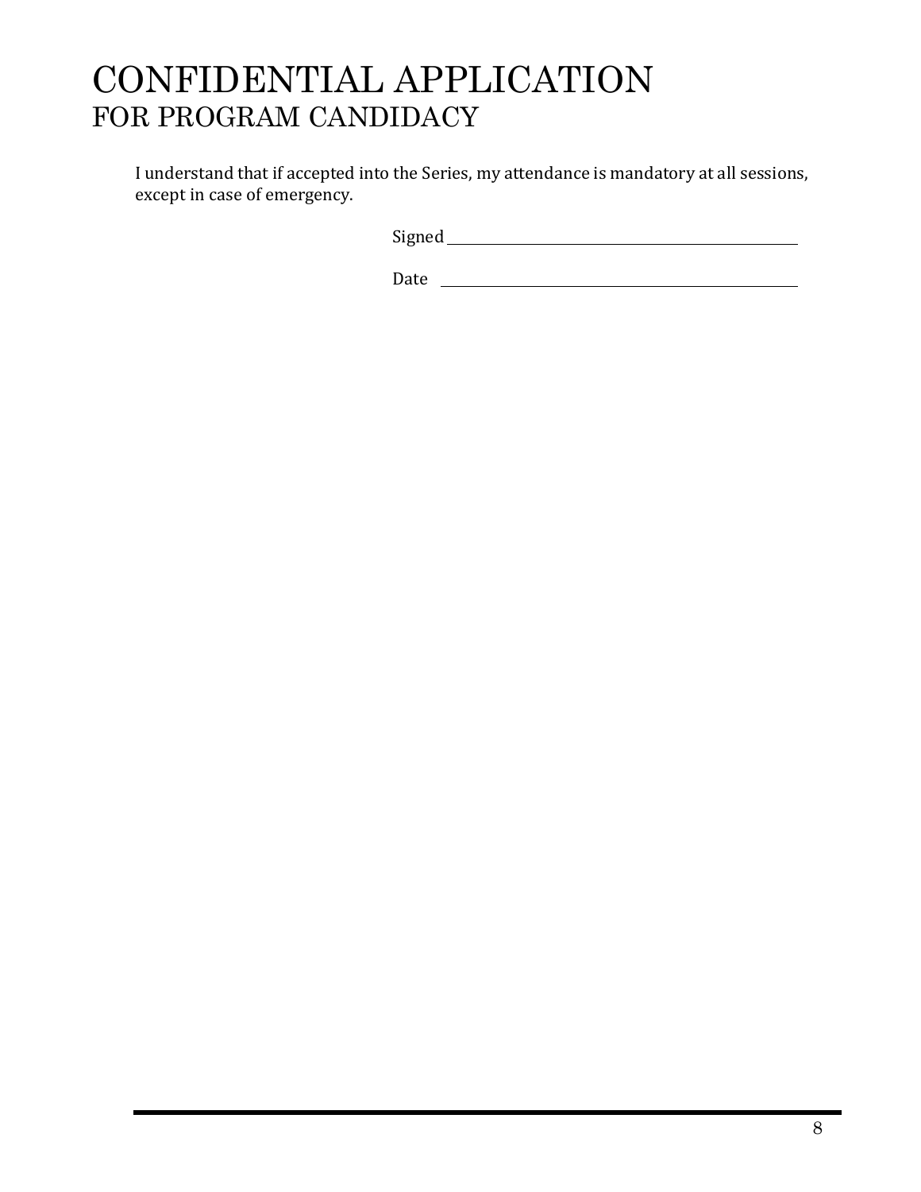# CONFIDENTIAL APPLICATION
## FOR PROGRAM CANDIDACY

I understand that if accepted into the Series, my attendance is mandatory at all sessions, except in case of emergency.

Signed \_\_\_\_\_\_\_\_\_\_\_\_\_\_\_\_\_\_\_\_\_\_\_\_\_\_\_\_\_\_\_\_\_\_\_\_\_\_\_\_

Date \_\_\_\_\_\_\_\_\_\_\_\_\_\_\_\_\_\_\_\_\_\_\_\_\_\_\_\_\_\_\_\_\_\_\_\_\_\_\_\_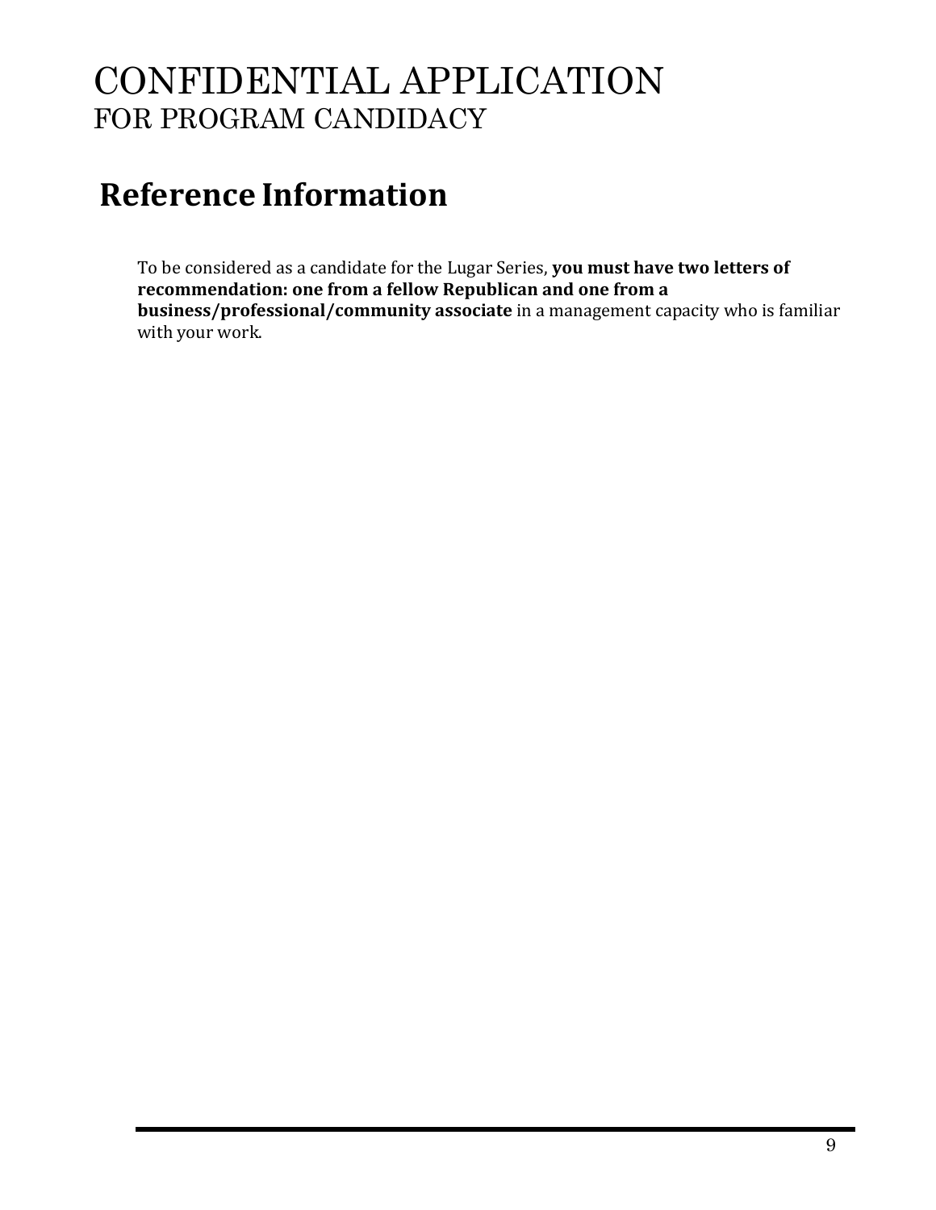# CONFIDENTIAL APPLICATION
FOR PROGRAM CANDIDACY

## Reference Information

To be considered as a candidate for the Lugar Series, **you must have two letters of recommendation: one from a fellow Republican and one from a business/professional/community associate** in a management capacity who is familiar with your work.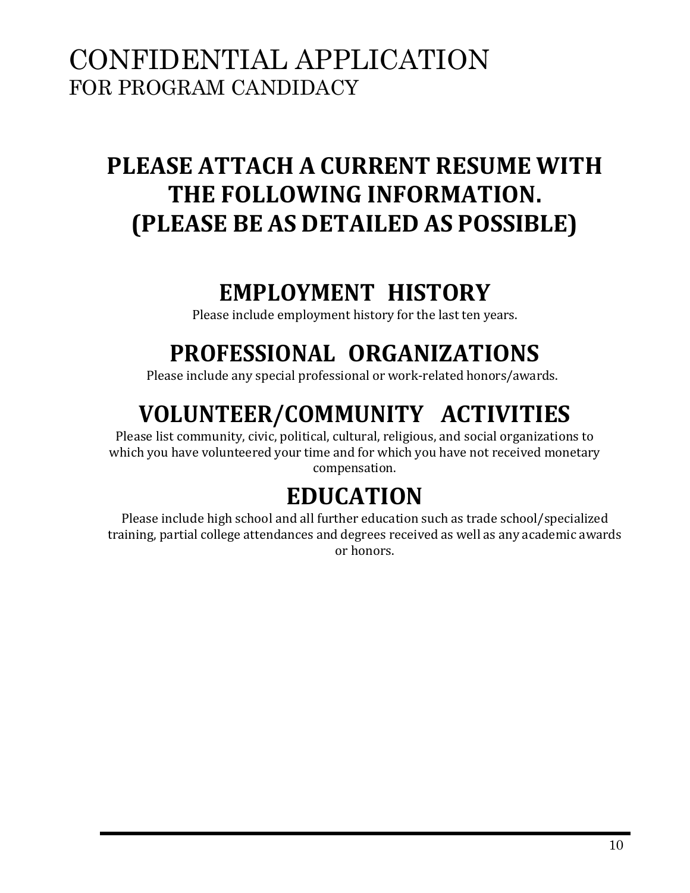# CONFIDENTIAL APPLICATION
FOR PROGRAM CANDIDACY

## PLEASE ATTACH A CURRENT RESUME WITH THE FOLLOWING INFORMATION. (PLEASE BE AS DETAILED AS POSSIBLE)

## EMPLOYMENT HISTORY

Please include employment history for the last ten years.

## PROFESSIONAL ORGANIZATIONS

Please include any special professional or work-related honors/awards.

## VOLUNTEER/COMMUNITY ACTIVITIES

Please list community, civic, political, cultural, religious, and social organizations to which you have volunteered your time and for which you have not received monetary compensation.

## EDUCATION

Please include high school and all further education such as trade school/specialized training, partial college attendances and degrees received as well as any academic awards or honors.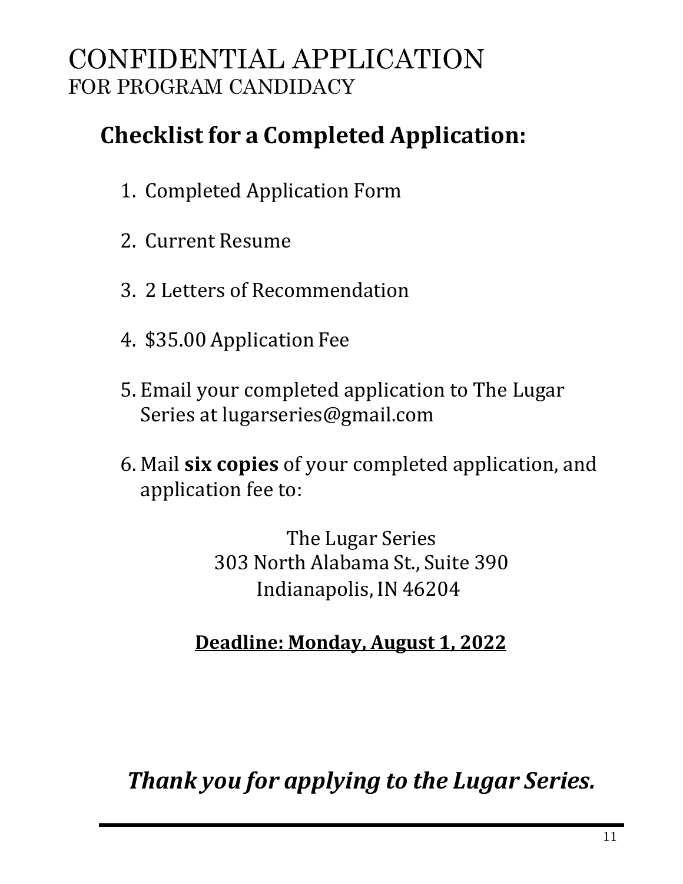# CONFIDENTIAL APPLICATION
FOR PROGRAM CANDIDACY

## Checklist for a Completed Application:

1. Completed Application Form
2. Current Resume
3. 2 Letters of Recommendation
4. $35.00 Application Fee
5. Email your completed application to The Lugar Series at lugarseries@gmail.com
6. Mail **six copies** of your completed application, and application fee to:

The Lugar Series
303 North Alabama St., Suite 390
Indianapolis, IN 46204

**Deadline: Monday, August 1, 2022**

***Thank you for applying to the Lugar Series.***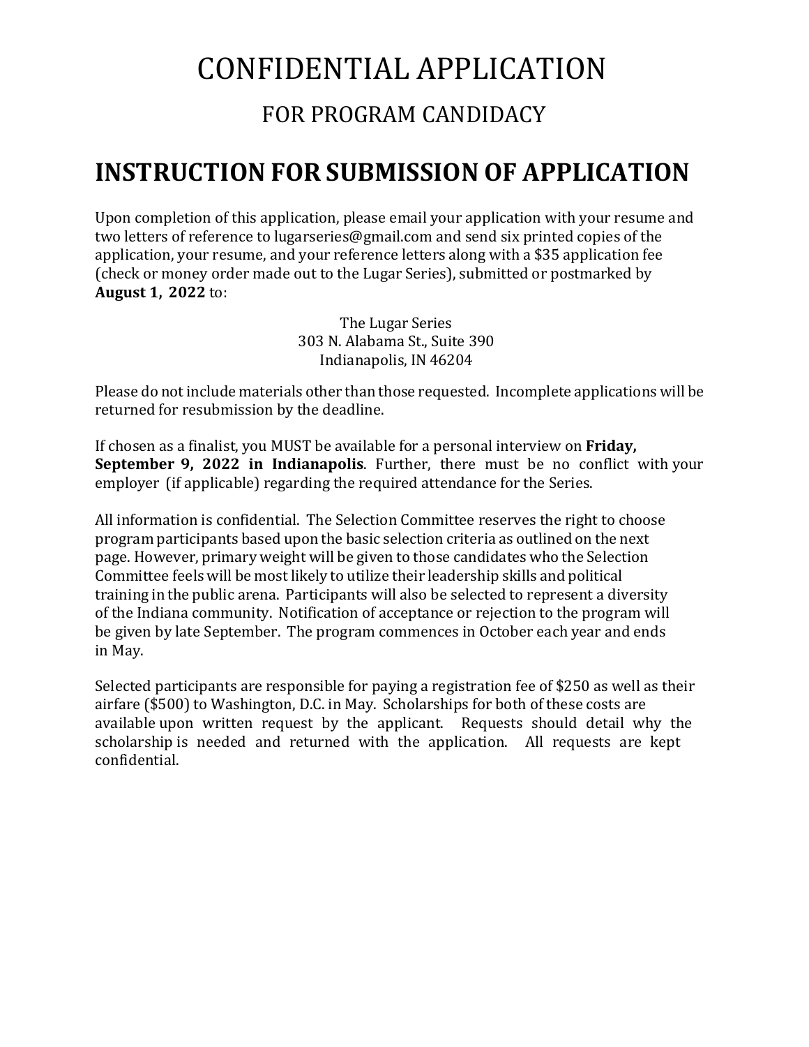# CONFIDENTIAL APPLICATION

## FOR PROGRAM CANDIDACY

## INSTRUCTION FOR SUBMISSION OF APPLICATION

Upon completion of this application, please email your application with your resume and two letters of reference to lugarseries@gmail.com and send six printed copies of the application, your resume, and your reference letters along with a $35 application fee (check or money order made out to the Lugar Series), submitted or postmarked by **August 1, 2022** to:

The Lugar Series
303 N. Alabama St., Suite 390
Indianapolis, IN 46204

Please do not include materials other than those requested. Incomplete applications will be returned for resubmission by the deadline.

If chosen as a finalist, you MUST be available for a personal interview on **Friday, September 9, 2022 in Indianapolis**. Further, there must be no conflict with your employer (if applicable) regarding the required attendance for the Series.

All information is confidential. The Selection Committee reserves the right to choose program participants based upon the basic selection criteria as outlined on the next page. However, primary weight will be given to those candidates who the Selection Committee feels will be most likely to utilize their leadership skills and political training in the public arena. Participants will also be selected to represent a diversity of the Indiana community. Notification of acceptance or rejection to the program will be given by late September. The program commences in October each year and ends in May.

Selected participants are responsible for paying a registration fee of $250 as well as their airfare ($500) to Washington, D.C. in May. Scholarships for both of these costs are available upon written request by the applicant. Requests should detail why the scholarship is needed and returned with the application. All requests are kept confidential.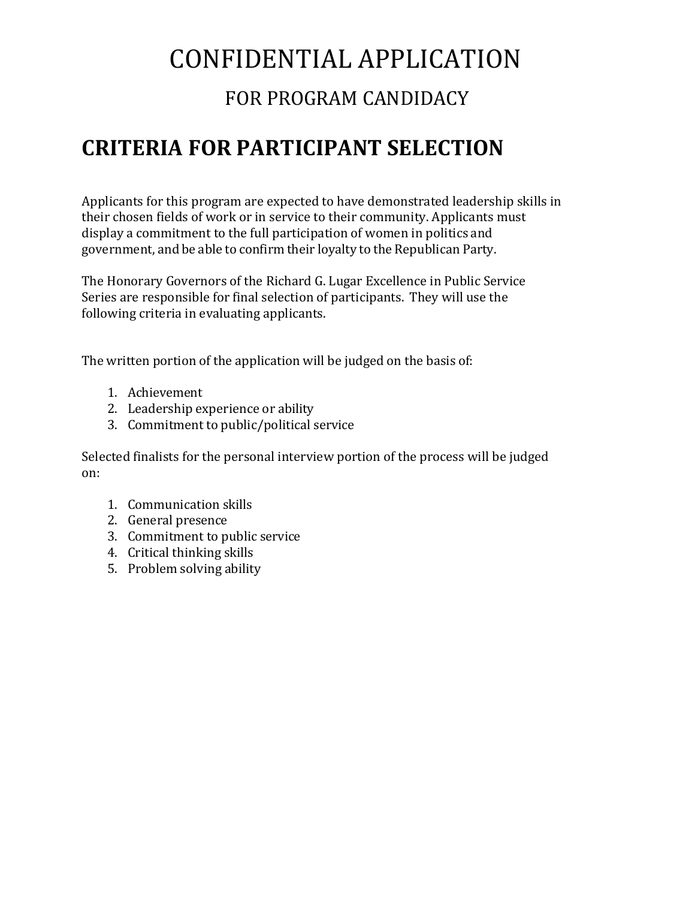# CONFIDENTIAL APPLICATION

## FOR PROGRAM CANDIDACY

# CRITERIA FOR PARTICIPANT SELECTION

Applicants for this program are expected to have demonstrated leadership skills in their chosen fields of work or in service to their community. Applicants must display a commitment to the full participation of women in politics and government, and be able to confirm their loyalty to the Republican Party.

The Honorary Governors of the Richard G. Lugar Excellence in Public Service Series are responsible for final selection of participants. They will use the following criteria in evaluating applicants.

The written portion of the application will be judged on the basis of:

1. Achievement
2. Leadership experience or ability
3. Commitment to public/political service

Selected finalists for the personal interview portion of the process will be judged on:

1. Communication skills
2. General presence
3. Commitment to public service
4. Critical thinking skills
5. Problem solving ability